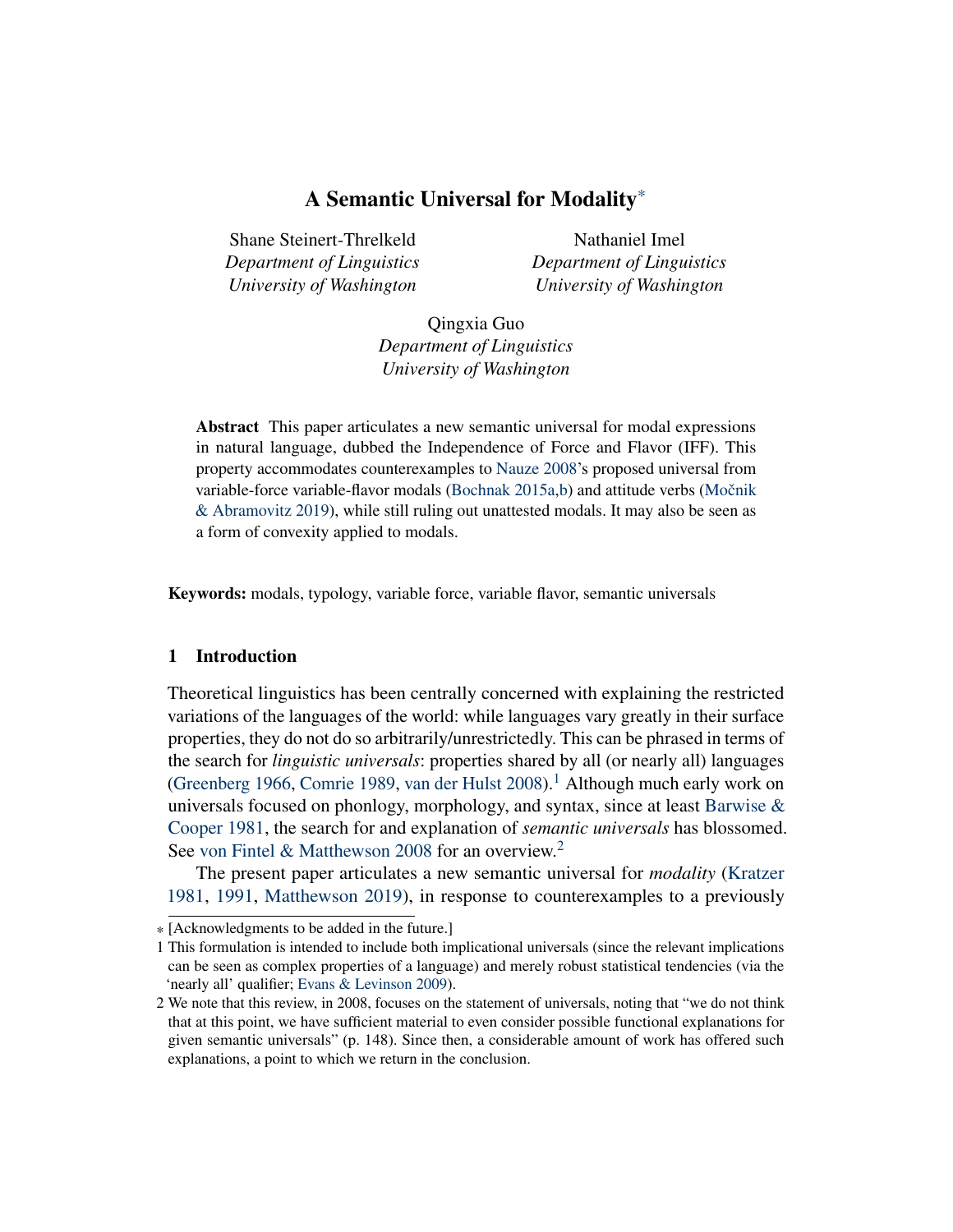# A Semantic Universal for Modality*

Shane Steinert-Threlkeld
*Department of Linguistics*
*University of Washington*

Nathaniel Imel
*Department of Linguistics*
*University of Washington*

Qingxia Guo
*Department of Linguistics*
*University of Washington*

**Abstract** This paper articulates a new semantic universal for modal expressions in natural language, dubbed the Independence of Force and Flavor (IFF). This property accommodates counterexamples to Nauze 2008's proposed universal from variable-force variable-flavor modals (Bochnak 2015a,b) and attitude verbs (Močnik & Abramovitz 2019), while still ruling out unattested modals. It may also be seen as a form of convexity applied to modals.

**Keywords:** modals, typology, variable force, variable flavor, semantic universals

## 1 Introduction

Theoretical linguistics has been centrally concerned with explaining the restricted variations of the languages of the world: while languages vary greatly in their surface properties, they do not do so arbitrarily/unrestrictedly. This can be phrased in terms of the search for *linguistic universals*: properties shared by all (or nearly all) languages (Greenberg 1966, Comrie 1989, van der Hulst 2008).[1] Although much early work on universals focused on phonlogy, morphology, and syntax, since at least Barwise & Cooper 1981, the search for and explanation of *semantic universals* has blossomed. See von Fintel & Matthewson 2008 for an overview.[2]

The present paper articulates a new semantic universal for *modality* (Kratzer 1981, 1991, Matthewson 2019), in response to counterexamples to a previously

---

* [Acknowledgments to be added in the future.]

1 This formulation is intended to include both implicational universals (since the relevant implications can be seen as complex properties of a language) and merely robust statistical tendencies (via the 'nearly all' qualifier; Evans & Levinson 2009).

2 We note that this review, in 2008, focuses on the statement of universals, noting that "we do not think that at this point, we have sufficient material to even consider possible functional explanations for given semantic universals" (p. 148). Since then, a considerable amount of work has offered such explanations, a point to which we return in the conclusion.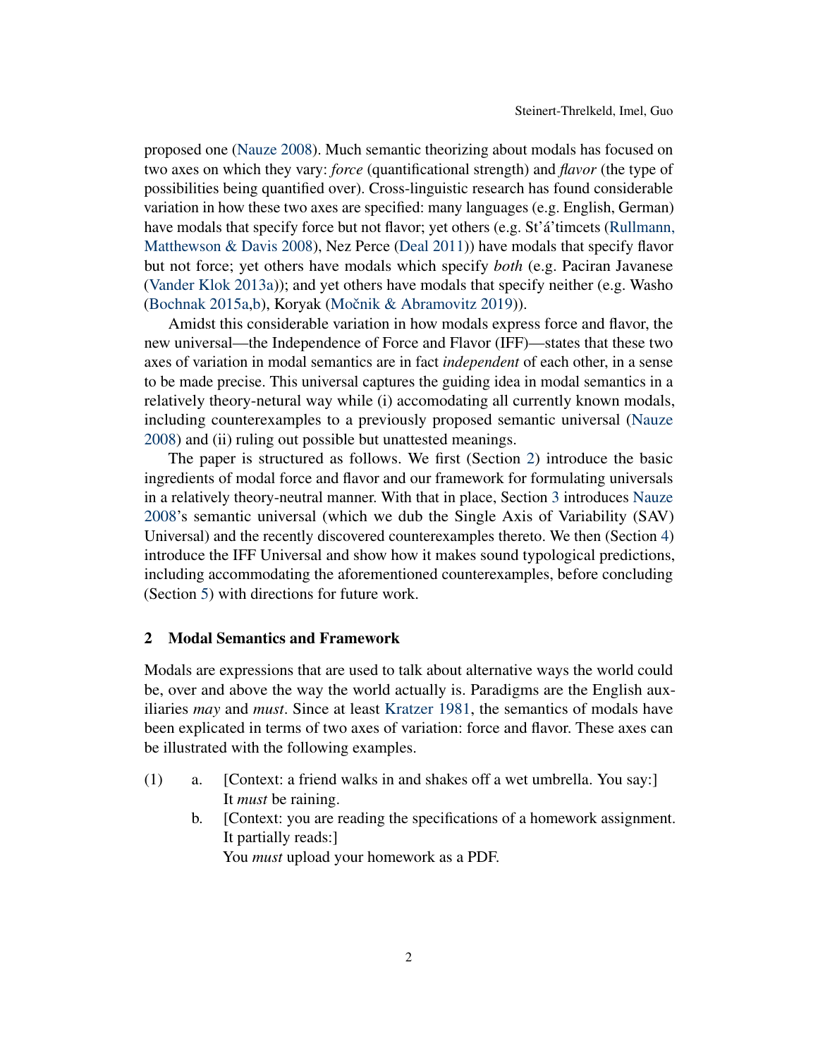proposed one (Nauze 2008). Much semantic theorizing about modals has focused on two axes on which they vary: *force* (quantificational strength) and *flavor* (the type of possibilities being quantified over). Cross-linguistic research has found considerable variation in how these two axes are specified: many languages (e.g. English, German) have modals that specify force but not flavor; yet others (e.g. St'á'timcets (Rullmann, Matthewson & Davis 2008), Nez Perce (Deal 2011)) have modals that specify flavor but not force; yet others have modals which specify *both* (e.g. Paciran Javanese (Vander Klok 2013a)); and yet others have modals that specify neither (e.g. Washo (Bochnak 2015a,b), Koryak (Močnik & Abramovitz 2019)).

Amidst this considerable variation in how modals express force and flavor, the new universal—the Independence of Force and Flavor (IFF)—states that these two axes of variation in modal semantics are in fact *independent* of each other, in a sense to be made precise. This universal captures the guiding idea in modal semantics in a relatively theory-netural way while (i) accomodating all currently known modals, including counterexamples to a previously proposed semantic universal (Nauze 2008) and (ii) ruling out possible but unattested meanings.

The paper is structured as follows. We first (Section 2) introduce the basic ingredients of modal force and flavor and our framework for formulating universals in a relatively theory-neutral manner. With that in place, Section 3 introduces Nauze 2008's semantic universal (which we dub the Single Axis of Variability (SAV) Universal) and the recently discovered counterexamples thereto. We then (Section 4) introduce the IFF Universal and show how it makes sound typological predictions, including accommodating the aforementioned counterexamples, before concluding (Section 5) with directions for future work.

## 2 Modal Semantics and Framework

Modals are expressions that are used to talk about alternative ways the world could be, over and above the way the world actually is. Paradigms are the English auxiliaries *may* and *must*. Since at least Kratzer 1981, the semantics of modals have been explicated in terms of two axes of variation: force and flavor. These axes can be illustrated with the following examples.

(1) a. [Context: a friend walks in and shakes off a wet umbrella. You say:]
It *must* be raining.

b. [Context: you are reading the specifications of a homework assignment. It partially reads:]
You *must* upload your homework as a PDF.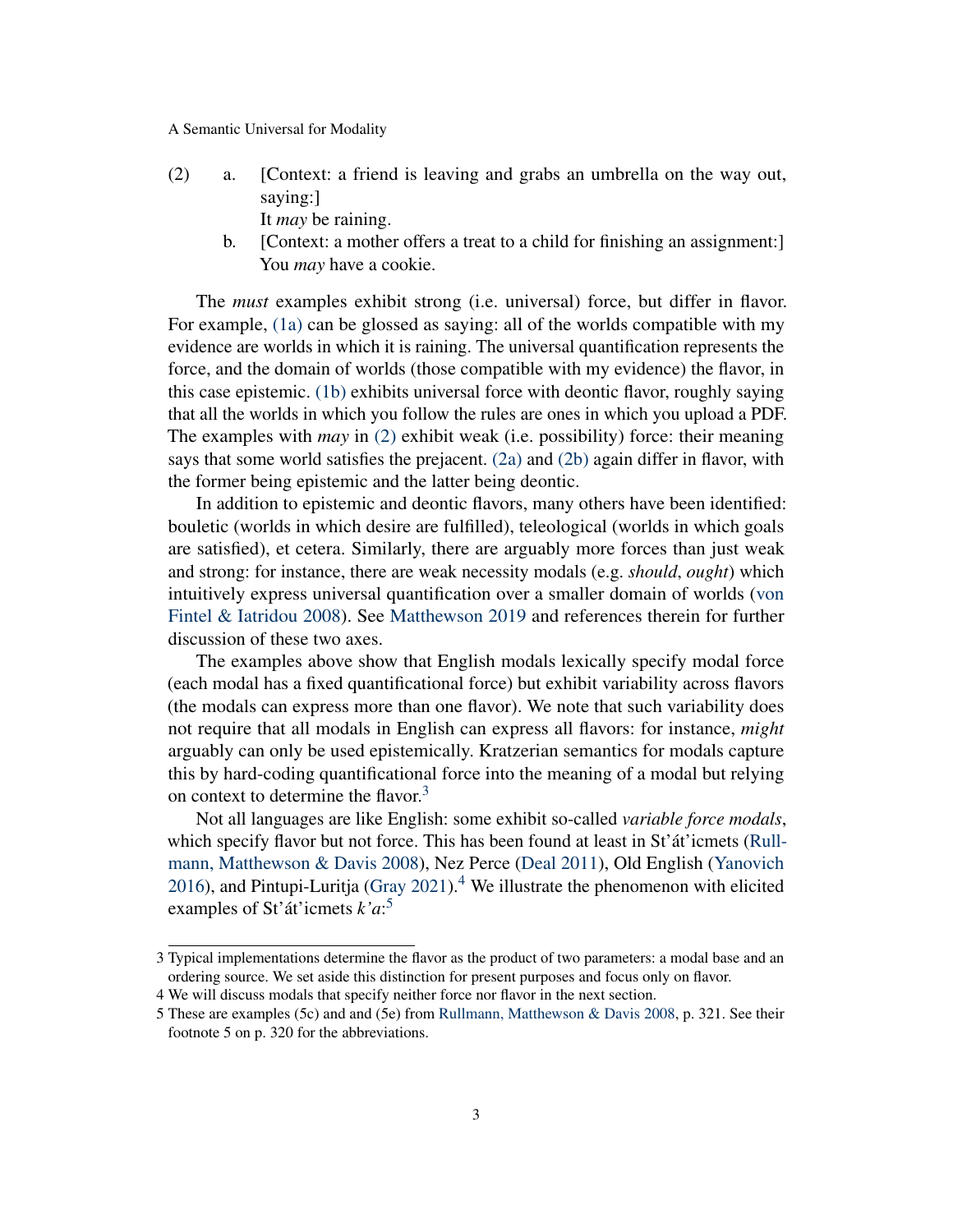(2) a. [Context: a friend is leaving and grabs an umbrella on the way out, saying:]
It *may* be raining.

b. [Context: a mother offers a treat to a child for finishing an assignment:]
You *may* have a cookie.

The *must* examples exhibit strong (i.e. universal) force, but differ in flavor. For example, (1a) can be glossed as saying: all of the worlds compatible with my evidence are worlds in which it is raining. The universal quantification represents the force, and the domain of worlds (those compatible with my evidence) the flavor, in this case epistemic. (1b) exhibits universal force with deontic flavor, roughly saying that all the worlds in which you follow the rules are ones in which you upload a PDF. The examples with *may* in (2) exhibit weak (i.e. possibility) force: their meaning says that some world satisfies the prejacent. (2a) and (2b) again differ in flavor, with the former being epistemic and the latter being deontic.

In addition to epistemic and deontic flavors, many others have been identified: bouletic (worlds in which desire are fulfilled), teleological (worlds in which goals are satisfied), et cetera. Similarly, there are arguably more forces than just weak and strong: for instance, there are weak necessity modals (e.g. *should*, *ought*) which intuitively express universal quantification over a smaller domain of worlds (von Fintel & Iatridou 2008). See Matthewson 2019 and references therein for further discussion of these two axes.

The examples above show that English modals lexically specify modal force (each modal has a fixed quantificational force) but exhibit variability across flavors (the modals can express more than one flavor). We note that such variability does not require that all modals in English can express all flavors: for instance, *might* arguably can only be used epistemically. Kratzerian semantics for modals capture this by hard-coding quantificational force into the meaning of a modal but relying on context to determine the flavor.[3]

Not all languages are like English: some exhibit so-called *variable force modals*, which specify flavor but not force. This has been found at least in St'át'icmets (Rullmann, Matthewson & Davis 2008), Nez Perce (Deal 2011), Old English (Yanovich 2016), and Pintupi-Luritja (Gray 2021).[4] We illustrate the phenomenon with elicited examples of St'át'icmets *k'a*:[5]

---

3 Typical implementations determine the flavor as the product of two parameters: a modal base and an ordering source. We set aside this distinction for present purposes and focus only on flavor.

4 We will discuss modals that specify neither force nor flavor in the next section.

5 These are examples (5c) and and (5e) from Rullmann, Matthewson & Davis 2008, p. 321. See their footnote 5 on p. 320 for the abbreviations.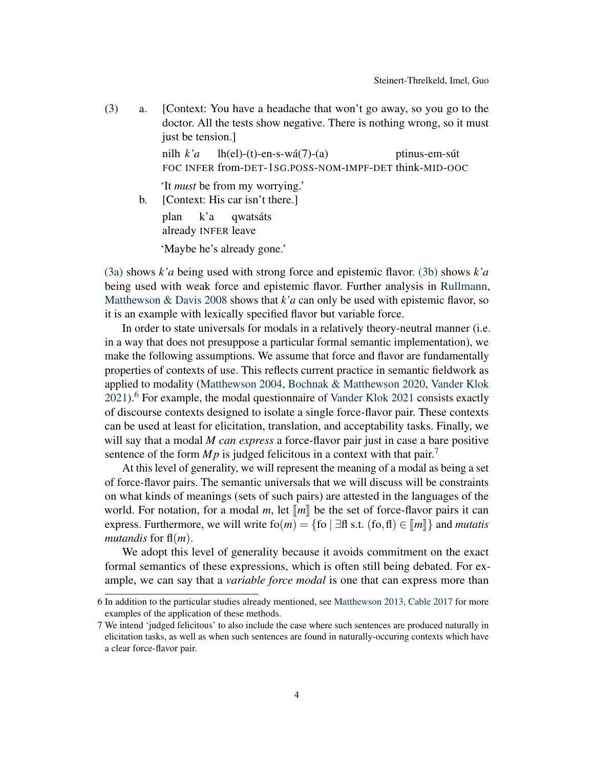(3) a. [Context: You have a headache that won't go away, so you go to the doctor. All the tests show negative. There is nothing wrong, so it must just be tension.]

nilh *k'a* lh(el)-(t)-en-s-wá(7)-(a) ptinus-em-sút
FOC INFER from-DET-1SG.POSS-NOM-IMPF-DET think-MID-OOC

'It *must* be from my worrying.'

b. [Context: His car isn't there.]

plan k'a qwatsáts
already INFER leave

'Maybe he's already gone.'

(3a) shows *k'a* being used with strong force and epistemic flavor. (3b) shows *k'a* being used with weak force and epistemic flavor. Further analysis in Rullmann, Matthewson & Davis 2008 shows that *k'a* can only be used with epistemic flavor, so it is an example with lexically specified flavor but variable force.

In order to state universals for modals in a relatively theory-neutral manner (i.e. in a way that does not presuppose a particular formal semantic implementation), we make the following assumptions. We assume that force and flavor are fundamentally properties of contexts of use. This reflects current practice in semantic fieldwork as applied to modality (Matthewson 2004, Bochnak & Matthewson 2020, Vander Klok 2021).[6] For example, the modal questionnaire of Vander Klok 2021 consists exactly of discourse contexts designed to isolate a single force-flavor pair. These contexts can be used at least for elicitation, translation, and acceptability tasks. Finally, we will say that a modal $M$ *can express* a force-flavor pair just in case a bare positive sentence of the form $Mp$ is judged felicitous in a context with that pair.[7]

At this level of generality, we will represent the meaning of a modal as being a set of force-flavor pairs. The semantic universals that we will discuss will be constraints on what kinds of meanings (sets of such pairs) are attested in the languages of the world. For notation, for a modal $m$, let $[\![m]\!]$ be the set of force-flavor pairs it can express. Furthermore, we will write $\text{fo}(m) = \{\text{fo} \mid \exists \text{fl s.t. } (\text{fo}, \text{fl}) \in [\![m]\!]\}$ and *mutatis mutandis* for $\text{fl}(m)$.

We adopt this level of generality because it avoids commitment on the exact formal semantics of these expressions, which is often still being debated. For example, we can say that a *variable force modal* is one that can express more than

---

6 In addition to the particular studies already mentioned, see Matthewson 2013, Cable 2017 for more examples of the application of these methods.

7 We intend 'judged felicitous' to also include the case where such sentences are produced naturally in elicitation tasks, as well as when such sentences are found in naturally-occuring contexts which have a clear force-flavor pair.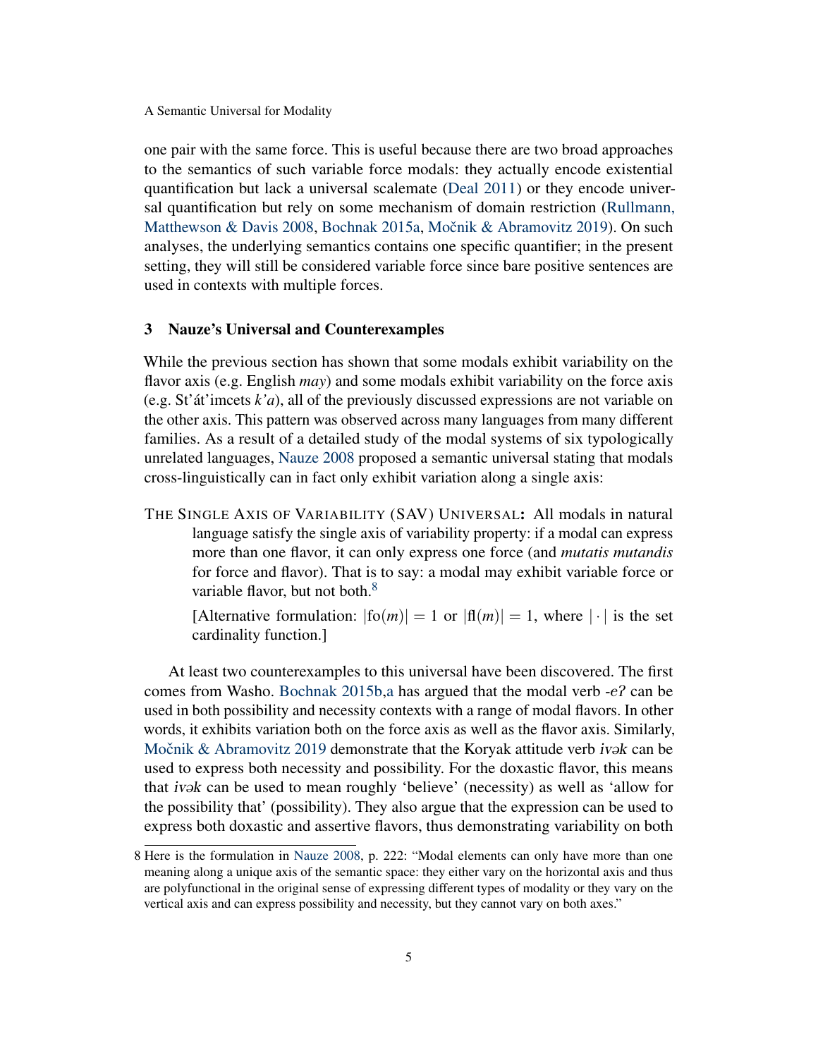one pair with the same force. This is useful because there are two broad approaches to the semantics of such variable force modals: they actually encode existential quantification but lack a universal scalemate (Deal 2011) or they encode universal quantification but rely on some mechanism of domain restriction (Rullmann, Matthewson & Davis 2008, Bochnak 2015a, Močnik & Abramovitz 2019). On such analyses, the underlying semantics contains one specific quantifier; in the present setting, they will still be considered variable force since bare positive sentences are used in contexts with multiple forces.

## 3 Nauze's Universal and Counterexamples

While the previous section has shown that some modals exhibit variability on the flavor axis (e.g. English *may*) and some modals exhibit variability on the force axis (e.g. St'át'imcets *k'a*), all of the previously discussed expressions are not variable on the other axis. This pattern was observed across many languages from many different families. As a result of a detailed study of the modal systems of six typologically unrelated languages, Nauze 2008 proposed a semantic universal stating that modals cross-linguistically can in fact only exhibit variation along a single axis:

> THE SINGLE AXIS OF VARIABILITY (SAV) UNIVERSAL**:** All modals in natural language satisfy the single axis of variability property: if a modal can express more than one flavor, it can only express one force (and *mutatis mutandis* for force and flavor). That is to say: a modal may exhibit variable force or variable flavor, but not both.[8]
>
> [Alternative formulation: $|\text{fo}(m)| = 1$ or $|\text{fl}(m)| = 1$, where $|\cdot|$ is the set cardinality function.]

At least two counterexamples to this universal have been discovered. The first comes from Washo. Bochnak 2015b,a has argued that the modal verb *-eʔ* can be used in both possibility and necessity contexts with a range of modal flavors. In other words, it exhibits variation both on the force axis as well as the flavor axis. Similarly, Močnik & Abramovitz 2019 demonstrate that the Koryak attitude verb *ivək* can be used to express both necessity and possibility. For the doxastic flavor, this means that *ivək* can be used to mean roughly 'believe' (necessity) as well as 'allow for the possibility that' (possibility). They also argue that the expression can be used to express both doxastic and assertive flavors, thus demonstrating variability on both

8 Here is the formulation in Nauze 2008, p. 222: "Modal elements can only have more than one meaning along a unique axis of the semantic space: they either vary on the horizontal axis and thus are polyfunctional in the original sense of expressing different types of modality or they vary on the vertical axis and can express possibility and necessity, but they cannot vary on both axes."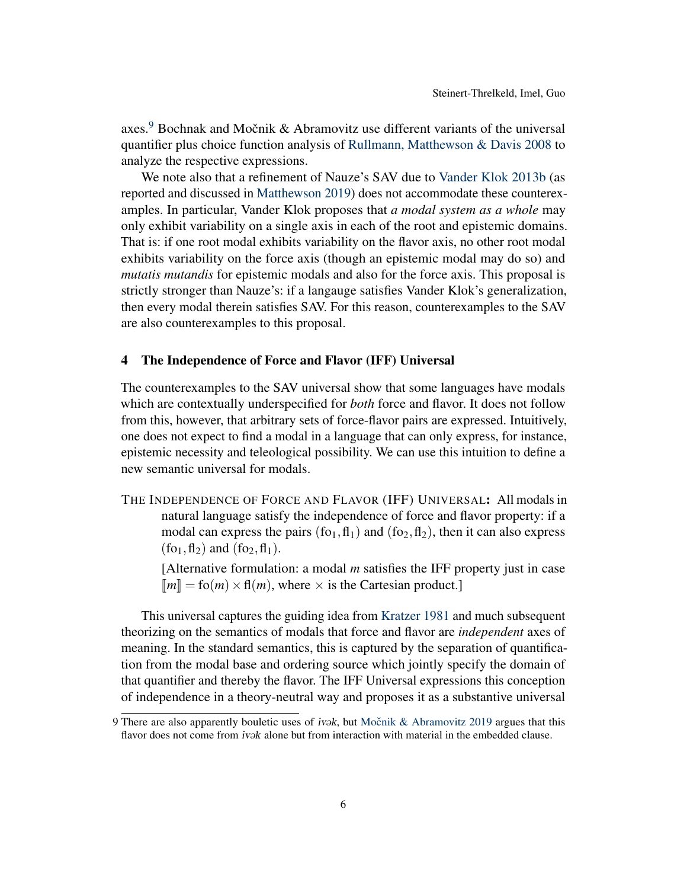axes.[9] Bochnak and Močnik & Abramovitz use different variants of the universal quantifier plus choice function analysis of Rullmann, Matthewson & Davis 2008 to analyze the respective expressions.

We note also that a refinement of Nauze's SAV due to Vander Klok 2013b (as reported and discussed in Matthewson 2019) does not accommodate these counterexamples. In particular, Vander Klok proposes that *a modal system as a whole* may only exhibit variability on a single axis in each of the root and epistemic domains. That is: if one root modal exhibits variability on the flavor axis, no other root modal exhibits variability on the force axis (though an epistemic modal may do so) and *mutatis mutandis* for epistemic modals and also for the force axis. This proposal is strictly stronger than Nauze's: if a langauge satisfies Vander Klok's generalization, then every modal therein satisfies SAV. For this reason, counterexamples to the SAV are also counterexamples to this proposal.

## 4 The Independence of Force and Flavor (IFF) Universal

The counterexamples to the SAV universal show that some languages have modals which are contextually underspecified for *both* force and flavor. It does not follow from this, however, that arbitrary sets of force-flavor pairs are expressed. Intuitively, one does not expect to find a modal in a language that can only express, for instance, epistemic necessity and teleological possibility. We can use this intuition to define a new semantic universal for modals.

THE INDEPENDENCE OF FORCE AND FLAVOR (IFF) UNIVERSAL**:** All modals in natural language satisfy the independence of force and flavor property: if a modal can express the pairs $(\mathrm{fo}_1, \mathrm{fl}_1)$ and $(\mathrm{fo}_2, \mathrm{fl}_2)$, then it can also express $(\mathrm{fo}_1, \mathrm{fl}_2)$ and $(\mathrm{fo}_2, \mathrm{fl}_1)$.

> [Alternative formulation: a modal $m$ satisfies the IFF property just in case $[\![m]\!] = \mathrm{fo}(m) \times \mathrm{fl}(m)$, where $\times$ is the Cartesian product.]

This universal captures the guiding idea from Kratzer 1981 and much subsequent theorizing on the semantics of modals that force and flavor are *independent* axes of meaning. In the standard semantics, this is captured by the separation of quantification from the modal base and ordering source which jointly specify the domain of that quantifier and thereby the flavor. The IFF Universal expressions this conception of independence in a theory-neutral way and proposes it as a substantive universal

[9] There are also apparently bouletic uses of *ivək*, but Močnik & Abramovitz 2019 argues that this flavor does not come from *ivək* alone but from interaction with material in the embedded clause.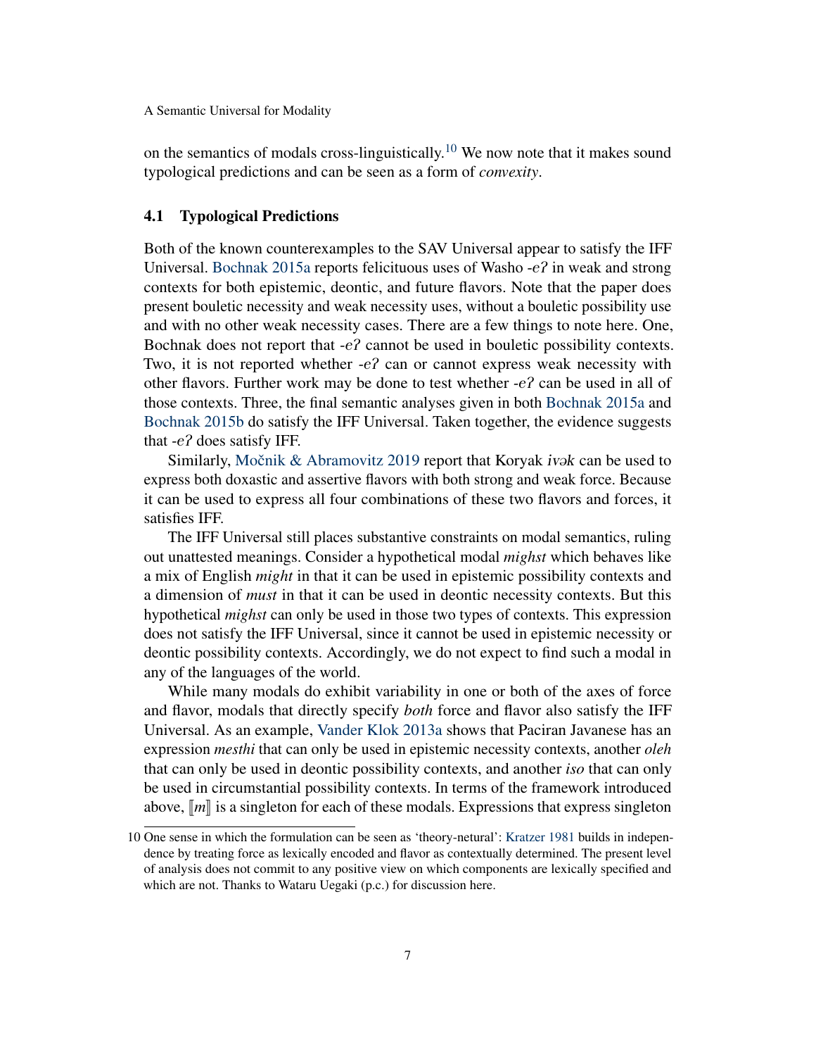on the semantics of modals cross-linguistically.[10] We now note that it makes sound typological predictions and can be seen as a form of *convexity*.

### 4.1 Typological Predictions

Both of the known counterexamples to the SAV Universal appear to satisfy the IFF Universal. Bochnak 2015a reports felicituous uses of Washo *-eʔ* in weak and strong contexts for both epistemic, deontic, and future flavors. Note that the paper does present bouletic necessity and weak necessity uses, without a bouletic possibility use and with no other weak necessity cases. There are a few things to note here. One, Bochnak does not report that *-eʔ* cannot be used in bouletic possibility contexts. Two, it is not reported whether *-eʔ* can or cannot express weak necessity with other flavors. Further work may be done to test whether *-eʔ* can be used in all of those contexts. Three, the final semantic analyses given in both Bochnak 2015a and Bochnak 2015b do satisfy the IFF Universal. Taken together, the evidence suggests that *-eʔ* does satisfy IFF.

Similarly, Močnik & Abramovitz 2019 report that Koryak *ivək* can be used to express both doxastic and assertive flavors with both strong and weak force. Because it can be used to express all four combinations of these two flavors and forces, it satisfies IFF.

The IFF Universal still places substantive constraints on modal semantics, ruling out unattested meanings. Consider a hypothetical modal *mighst* which behaves like a mix of English *might* in that it can be used in epistemic possibility contexts and a dimension of *must* in that it can be used in deontic necessity contexts. But this hypothetical *mighst* can only be used in those two types of contexts. This expression does not satisfy the IFF Universal, since it cannot be used in epistemic necessity or deontic possibility contexts. Accordingly, we do not expect to find such a modal in any of the languages of the world.

While many modals do exhibit variability in one or both of the axes of force and flavor, modals that directly specify *both* force and flavor also satisfy the IFF Universal. As an example, Vander Klok 2013a shows that Paciran Javanese has an expression *mesthi* that can only be used in epistemic necessity contexts, another *oleh* that can only be used in deontic possibility contexts, and another *iso* that can only be used in circumstantial possibility contexts. In terms of the framework introduced above, $[\![m]\!]$ is a singleton for each of these modals. Expressions that express singleton

---

10 One sense in which the formulation can be seen as 'theory-netural': Kratzer 1981 builds in independence by treating force as lexically encoded and flavor as contextually determined. The present level of analysis does not commit to any positive view on which components are lexically specified and which are not. Thanks to Wataru Uegaki (p.c.) for discussion here.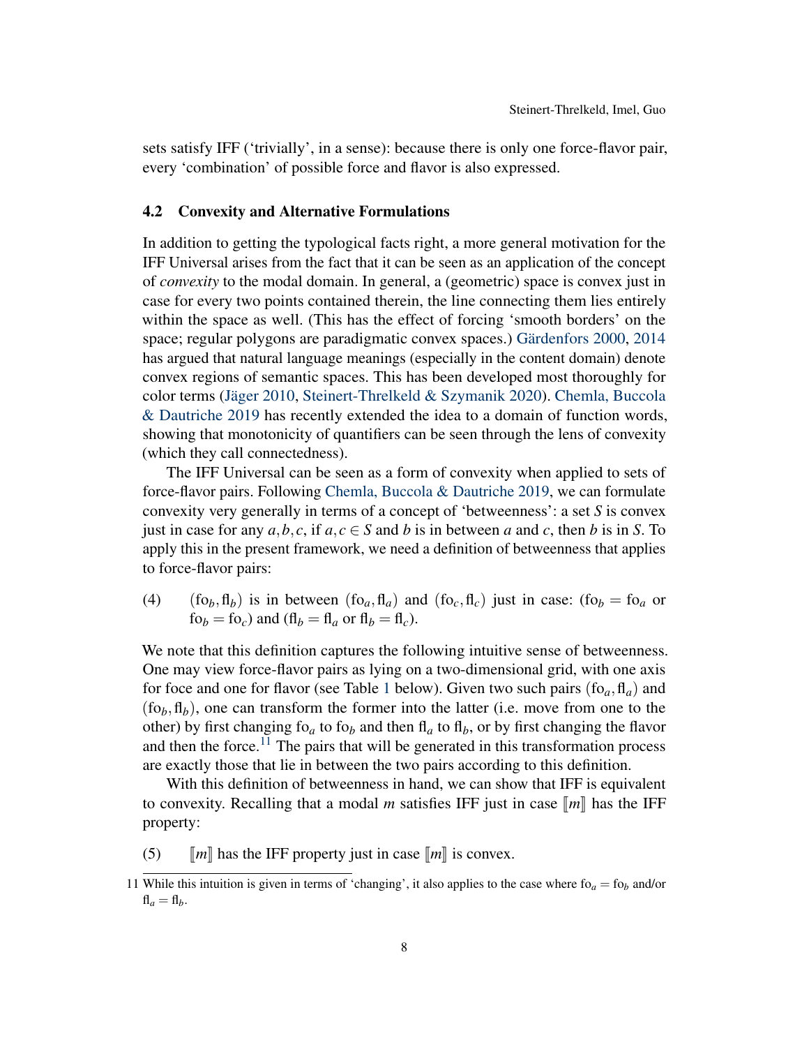sets satisfy IFF ('trivially', in a sense): because there is only one force-flavor pair, every 'combination' of possible force and flavor is also expressed.

### 4.2 Convexity and Alternative Formulations

In addition to getting the typological facts right, a more general motivation for the IFF Universal arises from the fact that it can be seen as an application of the concept of *convexity* to the modal domain. In general, a (geometric) space is convex just in case for every two points contained therein, the line connecting them lies entirely within the space as well. (This has the effect of forcing 'smooth borders' on the space; regular polygons are paradigmatic convex spaces.) Gärdenfors 2000, 2014 has argued that natural language meanings (especially in the content domain) denote convex regions of semantic spaces. This has been developed most thoroughly for color terms (Jäger 2010, Steinert-Threlkeld & Szymanik 2020). Chemla, Buccola & Dautriche 2019 has recently extended the idea to a domain of function words, showing that monotonicity of quantifiers can be seen through the lens of convexity (which they call connectedness).

The IFF Universal can be seen as a form of convexity when applied to sets of force-flavor pairs. Following Chemla, Buccola & Dautriche 2019, we can formulate convexity very generally in terms of a concept of 'betweenness': a set $S$ is convex just in case for any $a, b, c$, if $a, c \in S$ and $b$ is in between $a$ and $c$, then $b$ is in $S$. To apply this in the present framework, we need a definition of betweenness that applies to force-flavor pairs:

(4) $(\mathrm{fo}_b, \mathrm{fl}_b)$ is in between $(\mathrm{fo}_a, \mathrm{fl}_a)$ and $(\mathrm{fo}_c, \mathrm{fl}_c)$ just in case: ($\mathrm{fo}_b = \mathrm{fo}_a$ or $\mathrm{fo}_b = \mathrm{fo}_c$) and ($\mathrm{fl}_b = \mathrm{fl}_a$ or $\mathrm{fl}_b = \mathrm{fl}_c$).

We note that this definition captures the following intuitive sense of betweenness. One may view force-flavor pairs as lying on a two-dimensional grid, with one axis for foce and one for flavor (see Table 1 below). Given two such pairs $(\mathrm{fo}_a, \mathrm{fl}_a)$ and $(\mathrm{fo}_b, \mathrm{fl}_b)$, one can transform the former into the latter (i.e. move from one to the other) by first changing $\mathrm{fo}_a$ to $\mathrm{fo}_b$ and then $\mathrm{fl}_a$ to $\mathrm{fl}_b$, or by first changing the flavor and then the force.[11] The pairs that will be generated in this transformation process are exactly those that lie in between the two pairs according to this definition.

With this definition of betweenness in hand, we can show that IFF is equivalent to convexity. Recalling that a modal $m$ satisfies IFF just in case $[\![m]\!]$ has the IFF property:

(5) $[\![m]\!]$ has the IFF property just in case $[\![m]\!]$ is convex.

11 While this intuition is given in terms of 'changing', it also applies to the case where $\mathrm{fo}_a = \mathrm{fo}_b$ and/or $\mathrm{fl}_a = \mathrm{fl}_b$.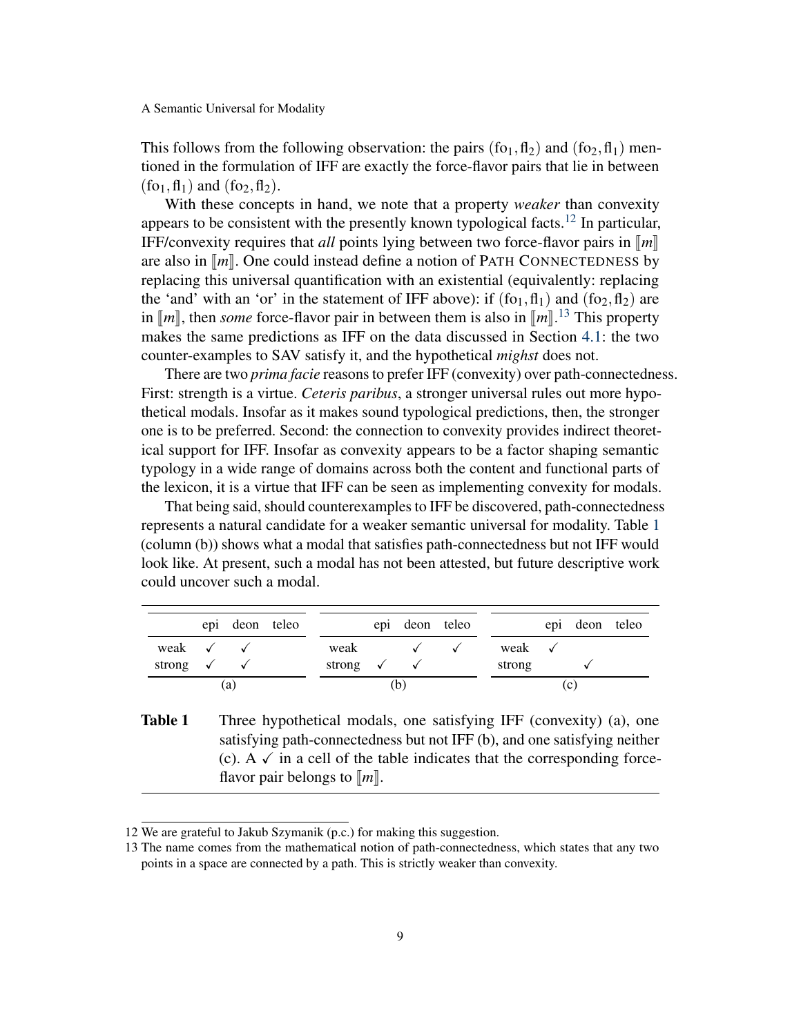This follows from the following observation: the pairs $(\mathrm{fo}_1, \mathrm{fl}_2)$ and $(\mathrm{fo}_2, \mathrm{fl}_1)$ mentioned in the formulation of IFF are exactly the force-flavor pairs that lie in between $(\mathrm{fo}_1, \mathrm{fl}_1)$ and $(\mathrm{fo}_2, \mathrm{fl}_2)$.

With these concepts in hand, we note that a property *weaker* than convexity appears to be consistent with the presently known typological facts.[12] In particular, IFF/convexity requires that *all* points lying between two force-flavor pairs in $[\![m]\!]$ are also in $[\![m]\!]$. One could instead define a notion of PATH CONNECTEDNESS by replacing this universal quantification with an existential (equivalently: replacing the 'and' with an 'or' in the statement of IFF above): if $(\mathrm{fo}_1, \mathrm{fl}_1)$ and $(\mathrm{fo}_2, \mathrm{fl}_2)$ are in $[\![m]\!]$, then *some* force-flavor pair in between them is also in $[\![m]\!]$.[13] This property makes the same predictions as IFF on the data discussed in Section 4.1: the two counter-examples to SAV satisfy it, and the hypothetical *mighst* does not.

There are two *prima facie* reasons to prefer IFF (convexity) over path-connectedness. First: strength is a virtue. *Ceteris paribus*, a stronger universal rules out more hypothetical modals. Insofar as it makes sound typological predictions, then, the stronger one is to be preferred. Second: the connection to convexity provides indirect theoretical support for IFF. Insofar as convexity appears to be a factor shaping semantic typology in a wide range of domains across both the content and functional parts of the lexicon, it is a virtue that IFF can be seen as implementing convexity for modals.

That being said, should counterexamples to IFF be discovered, path-connectedness represents a natural candidate for a weaker semantic universal for modality. Table 1 (column (b)) shows what a modal that satisfies path-connectedness but not IFF would look like. At present, such a modal has not been attested, but future descriptive work could uncover such a modal.

(a)

| | epi | deon | teleo |
|---|---|---|---|
| weak | ✓ | ✓ | |
| strong | ✓ | ✓ | |

(b)

| | epi | deon | teleo |
|---|---|---|---|
| weak | | ✓ | ✓ |
| strong | ✓ | ✓ | |

(c)

| | epi | deon | teleo |
|---|---|---|---|
| weak | ✓ | | |
| strong | | ✓ | |

**Table 1** Three hypothetical modals, one satisfying IFF (convexity) (a), one satisfying path-connectedness but not IFF (b), and one satisfying neither (c). A ✓ in a cell of the table indicates that the corresponding force-flavor pair belongs to $[\![m]\!]$.

12 We are grateful to Jakub Szymanik (p.c.) for making this suggestion.

13 The name comes from the mathematical notion of path-connectedness, which states that any two points in a space are connected by a path. This is strictly weaker than convexity.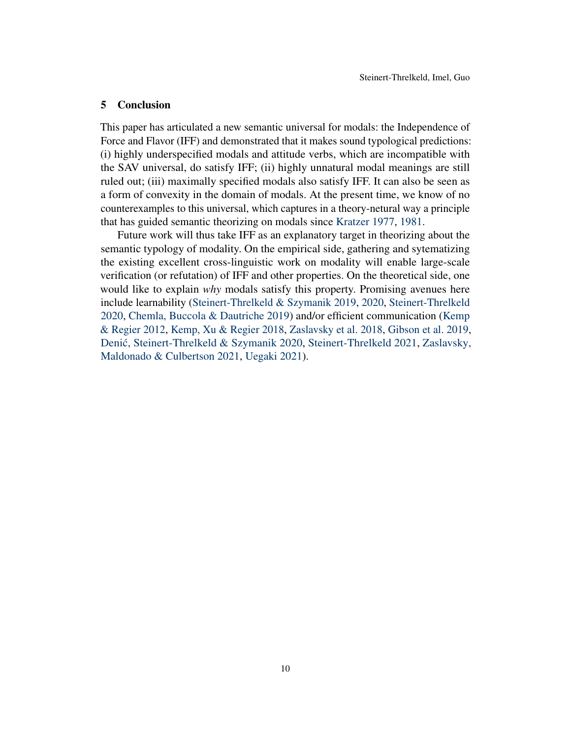## 5 Conclusion

This paper has articulated a new semantic universal for modals: the Independence of Force and Flavor (IFF) and demonstrated that it makes sound typological predictions: (i) highly underspecified modals and attitude verbs, which are incompatible with the SAV universal, do satisfy IFF; (ii) highly unnatural modal meanings are still ruled out; (iii) maximally specified modals also satisfy IFF. It can also be seen as a form of convexity in the domain of modals. At the present time, we know of no counterexamples to this universal, which captures in a theory-netural way a principle that has guided semantic theorizing on modals since Kratzer 1977, 1981.

Future work will thus take IFF as an explanatory target in theorizing about the semantic typology of modality. On the empirical side, gathering and sytematizing the existing excellent cross-linguistic work on modality will enable large-scale verification (or refutation) of IFF and other properties. On the theoretical side, one would like to explain *why* modals satisfy this property. Promising avenues here include learnability (Steinert-Threlkeld & Szymanik 2019, 2020, Steinert-Threlkeld 2020, Chemla, Buccola & Dautriche 2019) and/or efficient communication (Kemp & Regier 2012, Kemp, Xu & Regier 2018, Zaslavsky et al. 2018, Gibson et al. 2019, Denić, Steinert-Threlkeld & Szymanik 2020, Steinert-Threlkeld 2021, Zaslavsky, Maldonado & Culbertson 2021, Uegaki 2021).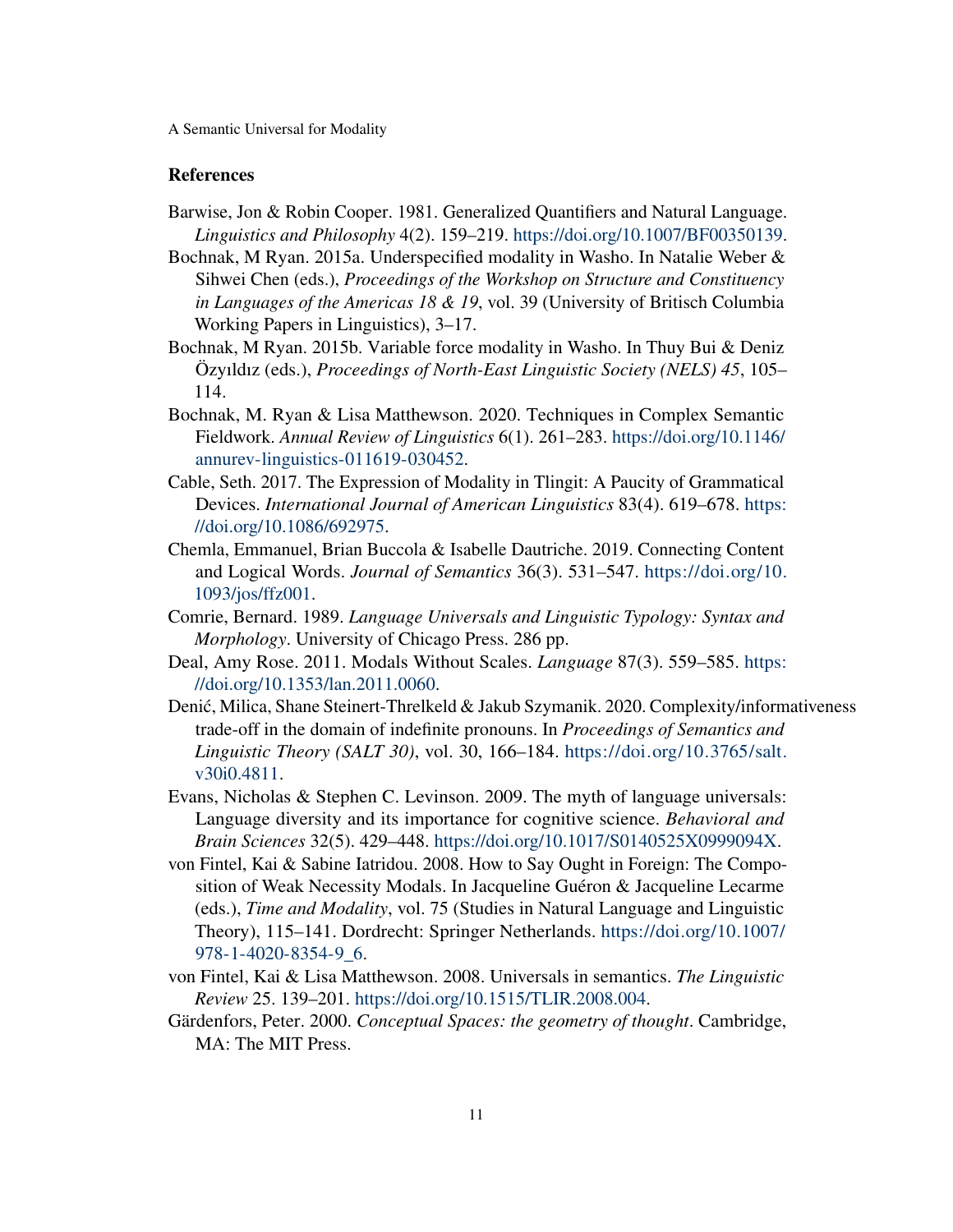## References

Barwise, Jon & Robin Cooper. 1981. Generalized Quantifiers and Natural Language. *Linguistics and Philosophy* 4(2). 159–219. https://doi.org/10.1007/BF00350139.

Bochnak, M Ryan. 2015a. Underspecified modality in Washo. In Natalie Weber & Sihwei Chen (eds.), *Proceedings of the Workshop on Structure and Constituency in Languages of the Americas 18 & 19*, vol. 39 (University of Britisch Columbia Working Papers in Linguistics), 3–17.

Bochnak, M Ryan. 2015b. Variable force modality in Washo. In Thuy Bui & Deniz Özyıldız (eds.), *Proceedings of North-East Linguistic Society (NELS) 45*, 105–114.

Bochnak, M. Ryan & Lisa Matthewson. 2020. Techniques in Complex Semantic Fieldwork. *Annual Review of Linguistics* 6(1). 261–283. https://doi.org/10.1146/annurev-linguistics-011619-030452.

Cable, Seth. 2017. The Expression of Modality in Tlingit: A Paucity of Grammatical Devices. *International Journal of American Linguistics* 83(4). 619–678. https://doi.org/10.1086/692975.

Chemla, Emmanuel, Brian Buccola & Isabelle Dautriche. 2019. Connecting Content and Logical Words. *Journal of Semantics* 36(3). 531–547. https://doi.org/10.1093/jos/ffz001.

Comrie, Bernard. 1989. *Language Universals and Linguistic Typology: Syntax and Morphology*. University of Chicago Press. 286 pp.

Deal, Amy Rose. 2011. Modals Without Scales. *Language* 87(3). 559–585. https://doi.org/10.1353/lan.2011.0060.

Denić, Milica, Shane Steinert-Threlkeld & Jakub Szymanik. 2020. Complexity/informativeness trade-off in the domain of indefinite pronouns. In *Proceedings of Semantics and Linguistic Theory (SALT 30)*, vol. 30, 166–184. https://doi.org/10.3765/salt.v30i0.4811.

Evans, Nicholas & Stephen C. Levinson. 2009. The myth of language universals: Language diversity and its importance for cognitive science. *Behavioral and Brain Sciences* 32(5). 429–448. https://doi.org/10.1017/S0140525X0999094X.

von Fintel, Kai & Sabine Iatridou. 2008. How to Say Ought in Foreign: The Composition of Weak Necessity Modals. In Jacqueline Guéron & Jacqueline Lecarme (eds.), *Time and Modality*, vol. 75 (Studies in Natural Language and Linguistic Theory), 115–141. Dordrecht: Springer Netherlands. https://doi.org/10.1007/978-1-4020-8354-9_6.

von Fintel, Kai & Lisa Matthewson. 2008. Universals in semantics. *The Linguistic Review* 25. 139–201. https://doi.org/10.1515/TLIR.2008.004.

Gärdenfors, Peter. 2000. *Conceptual Spaces: the geometry of thought*. Cambridge, MA: The MIT Press.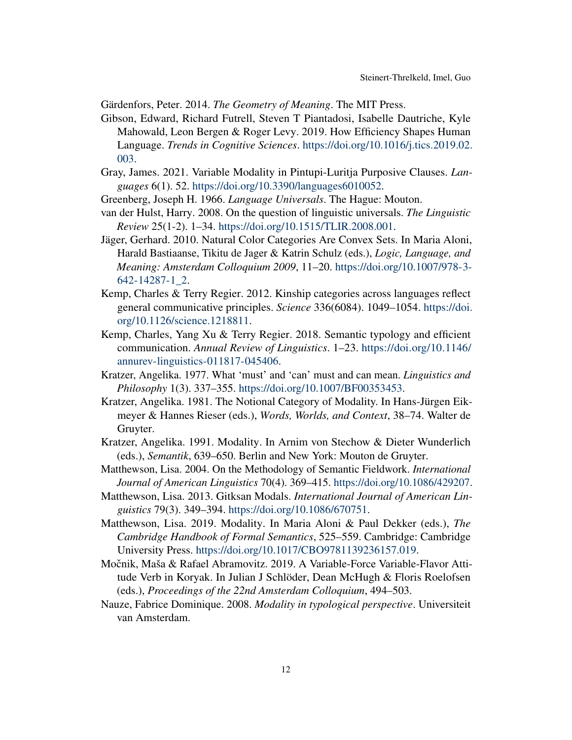Gärdenfors, Peter. 2014. *The Geometry of Meaning*. The MIT Press.

Gibson, Edward, Richard Futrell, Steven T Piantadosi, Isabelle Dautriche, Kyle Mahowald, Leon Bergen & Roger Levy. 2019. How Efficiency Shapes Human Language. *Trends in Cognitive Sciences*. https://doi.org/10.1016/j.tics.2019.02.003.

Gray, James. 2021. Variable Modality in Pintupi-Luritja Purposive Clauses. *Languages* 6(1). 52. https://doi.org/10.3390/languages6010052.

Greenberg, Joseph H. 1966. *Language Universals*. The Hague: Mouton.

van der Hulst, Harry. 2008. On the question of linguistic universals. *The Linguistic Review* 25(1-2). 1–34. https://doi.org/10.1515/TLIR.2008.001.

Jäger, Gerhard. 2010. Natural Color Categories Are Convex Sets. In Maria Aloni, Harald Bastiaanse, Tikitu de Jager & Katrin Schulz (eds.), *Logic, Language, and Meaning: Amsterdam Colloquium 2009*, 11–20. https://doi.org/10.1007/978-3-642-14287-1_2.

Kemp, Charles & Terry Regier. 2012. Kinship categories across languages reflect general communicative principles. *Science* 336(6084). 1049–1054. https://doi.org/10.1126/science.1218811.

Kemp, Charles, Yang Xu & Terry Regier. 2018. Semantic typology and efficient communication. *Annual Review of Linguistics*. 1–23. https://doi.org/10.1146/annurev-linguistics-011817-045406.

Kratzer, Angelika. 1977. What 'must' and 'can' must and can mean. *Linguistics and Philosophy* 1(3). 337–355. https://doi.org/10.1007/BF00353453.

Kratzer, Angelika. 1981. The Notional Category of Modality. In Hans-Jürgen Eikmeyer & Hannes Rieser (eds.), *Words, Worlds, and Context*, 38–74. Walter de Gruyter.

Kratzer, Angelika. 1991. Modality. In Arnim von Stechow & Dieter Wunderlich (eds.), *Semantik*, 639–650. Berlin and New York: Mouton de Gruyter.

Matthewson, Lisa. 2004. On the Methodology of Semantic Fieldwork. *International Journal of American Linguistics* 70(4). 369–415. https://doi.org/10.1086/429207.

Matthewson, Lisa. 2013. Gitksan Modals. *International Journal of American Linguistics* 79(3). 349–394. https://doi.org/10.1086/670751.

Matthewson, Lisa. 2019. Modality. In Maria Aloni & Paul Dekker (eds.), *The Cambridge Handbook of Formal Semantics*, 525–559. Cambridge: Cambridge University Press. https://doi.org/10.1017/CBO9781139236157.019.

Močnik, Maša & Rafael Abramovitz. 2019. A Variable-Force Variable-Flavor Attitude Verb in Koryak. In Julian J Schlöder, Dean McHugh & Floris Roelofsen (eds.), *Proceedings of the 22nd Amsterdam Colloquium*, 494–503.

Nauze, Fabrice Dominique. 2008. *Modality in typological perspective*. Universiteit van Amsterdam.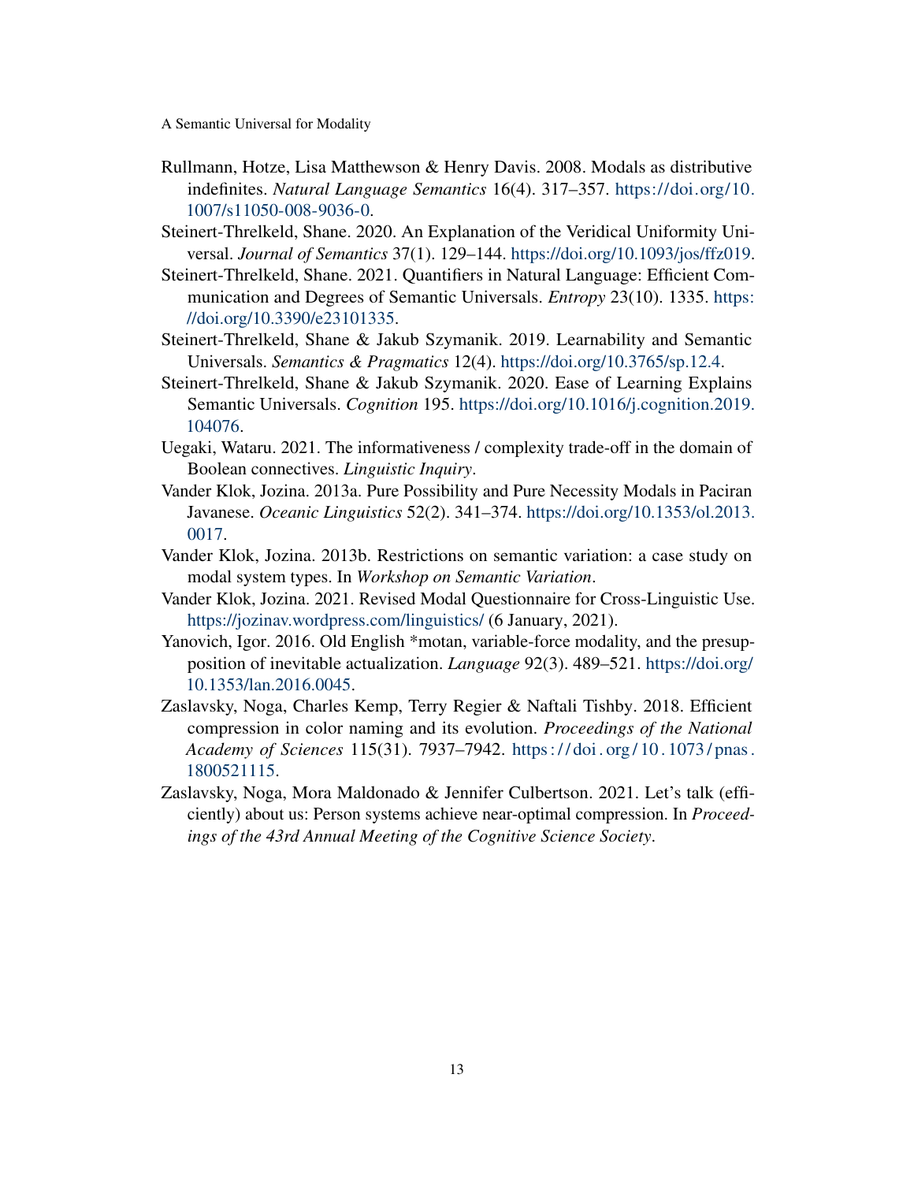Rullmann, Hotze, Lisa Matthewson & Henry Davis. 2008. Modals as distributive indefinites. *Natural Language Semantics* 16(4). 317–357. https://doi.org/10.1007/s11050-008-9036-0.

Steinert-Threlkeld, Shane. 2020. An Explanation of the Veridical Uniformity Universal. *Journal of Semantics* 37(1). 129–144. https://doi.org/10.1093/jos/ffz019.

Steinert-Threlkeld, Shane. 2021. Quantifiers in Natural Language: Efficient Communication and Degrees of Semantic Universals. *Entropy* 23(10). 1335. https://doi.org/10.3390/e23101335.

Steinert-Threlkeld, Shane & Jakub Szymanik. 2019. Learnability and Semantic Universals. *Semantics & Pragmatics* 12(4). https://doi.org/10.3765/sp.12.4.

Steinert-Threlkeld, Shane & Jakub Szymanik. 2020. Ease of Learning Explains Semantic Universals. *Cognition* 195. https://doi.org/10.1016/j.cognition.2019.104076.

Uegaki, Wataru. 2021. The informativeness / complexity trade-off in the domain of Boolean connectives. *Linguistic Inquiry*.

Vander Klok, Jozina. 2013a. Pure Possibility and Pure Necessity Modals in Paciran Javanese. *Oceanic Linguistics* 52(2). 341–374. https://doi.org/10.1353/ol.2013.0017.

Vander Klok, Jozina. 2013b. Restrictions on semantic variation: a case study on modal system types. In *Workshop on Semantic Variation*.

Vander Klok, Jozina. 2021. Revised Modal Questionnaire for Cross-Linguistic Use. https://jozinav.wordpress.com/linguistics/ (6 January, 2021).

Yanovich, Igor. 2016. Old English *motan, variable-force modality, and the presupposition of inevitable actualization. *Language* 92(3). 489–521. https://doi.org/10.1353/lan.2016.0045.

Zaslavsky, Noga, Charles Kemp, Terry Regier & Naftali Tishby. 2018. Efficient compression in color naming and its evolution. *Proceedings of the National Academy of Sciences* 115(31). 7937–7942. https://doi.org/10.1073/pnas.1800521115.

Zaslavsky, Noga, Mora Maldonado & Jennifer Culbertson. 2021. Let's talk (efficiently) about us: Person systems achieve near-optimal compression. In *Proceedings of the 43rd Annual Meeting of the Cognitive Science Society*.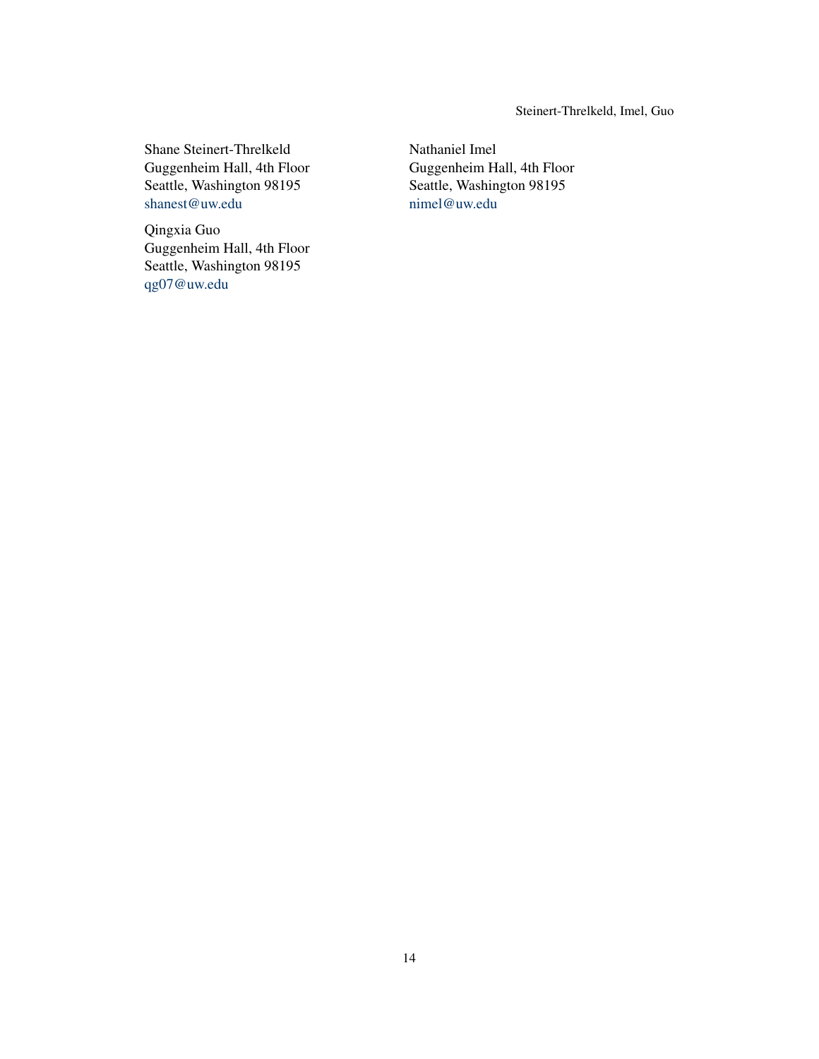Shane Steinert-Threlkeld
Guggenheim Hall, 4th Floor
Seattle, Washington 98195
shanest@uw.edu

Nathaniel Imel
Guggenheim Hall, 4th Floor
Seattle, Washington 98195
nimel@uw.edu

Qingxia Guo
Guggenheim Hall, 4th Floor
Seattle, Washington 98195
qg07@uw.edu